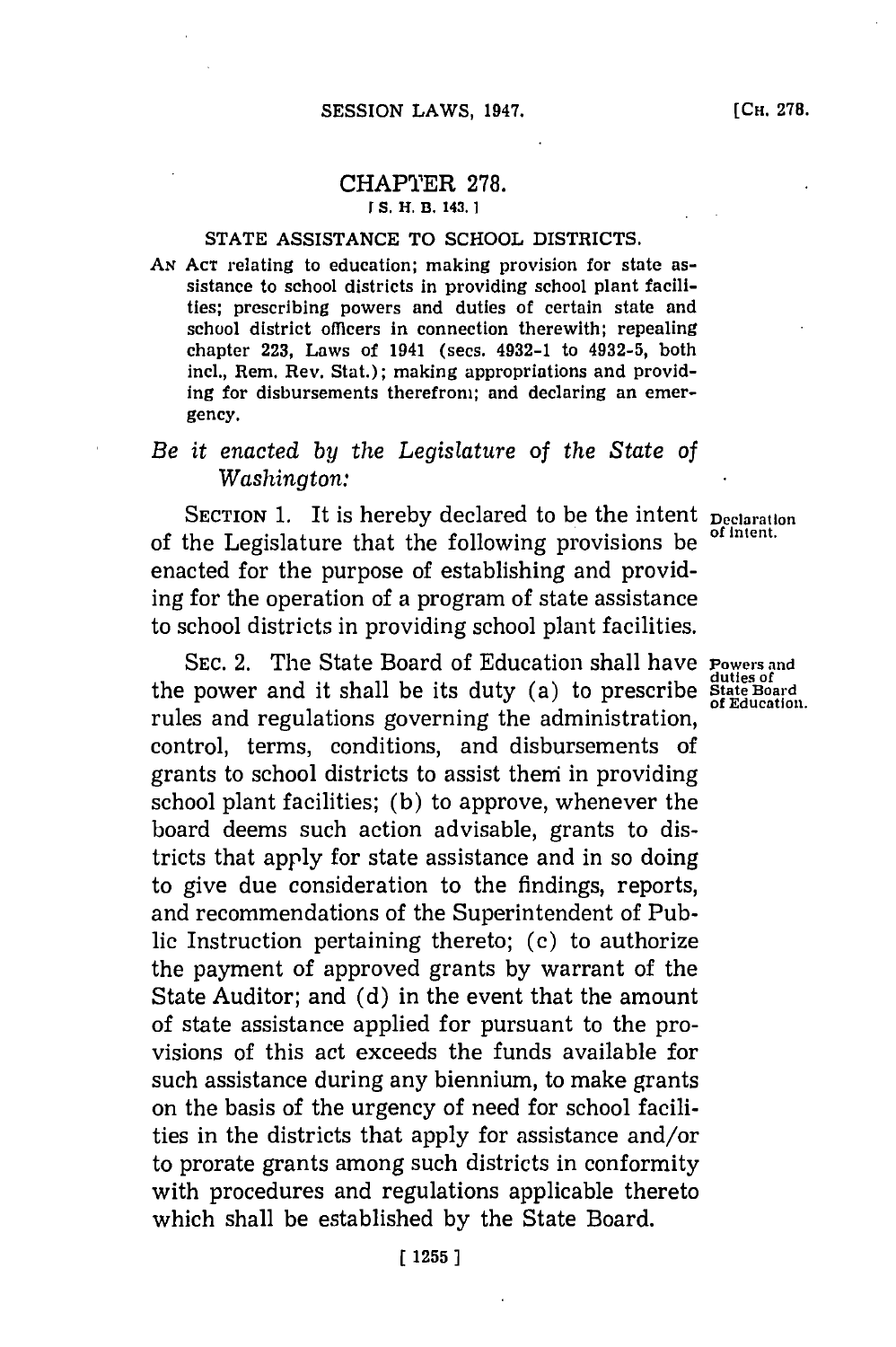# CHAPTER 278.

[S. H. B. 143.]

## STATE ASSISTANCE TO SCHOOL DISTRICTS.

AN ACT relating to education; making provision for state assistance to school districts in providing school plant facilities; prescribing powers and duties of certain state and school district officers in connection therewith; repealing chapter 223, Laws of 1941 (secs. 4932-1 to 4932-5, both incl., Rem. Rev. Stat.); making appropriations and providing for disbursements therefrom; and declaring an emergency.

*Be it enacted by the Legislature of the State of Washington:*

SECTION 1. It is hereby declared to be the intent of the Legislature that the following provisions be enacted for the purpose of establishing and providing for the operation of a program of state assistance to school districts in providing school plant facilities.

Declaration of intent.

SEC. 2. The State Board of Education shall have the power and it shall be its duty (a) to prescribe rules and regulations governing the administration, control, terms, conditions, and disbursements of grants to school districts to assist them in providing school plant facilities; (b) to approve, whenever the board deems such action advisable, grants to districts that apply for state assistance and in so doing to give due consideration to the findings, reports, and recommendations of the Superintendent of Public Instruction pertaining thereto; (c) to authorize the payment of approved grants by warrant of the State Auditor; and (d) in the event that the amount of state assistance applied for pursuant to the provisions of this act exceeds the funds available for such assistance during any biennium, to make grants on the basis of the urgency of need for school facilities in the districts that apply for assistance and/or to prorate grants among such districts in conformity with procedures and regulations applicable thereto which shall be established by the State Board.

Powers and duties of State Board of Education.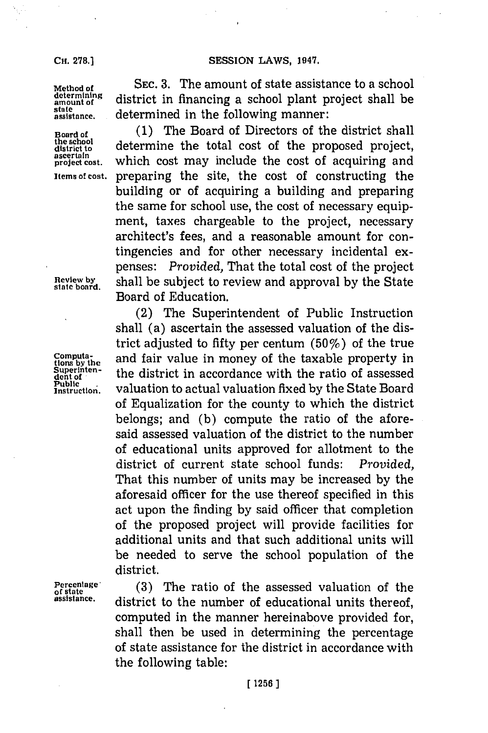SEC. 3. The amount of state assistance to a school district in financing a school plant project shall be determined in the following manner:

Method of determining amount of state assistance.

(1) The Board of Directors of the district shall determine the total cost of the proposed project, which cost may include the cost of acquiring and preparing the site, the cost of constructing the building or of acquiring a building and preparing the same for school use, the cost of necessary equipment, taxes chargeable to the project, necessary architect's fees, and a reasonable amount for contingencies and for other necessary incidental expenses: *Provided,* That the total cost of the project shall be subject to review and approval by the State Board of Education.

Board of the school district to ascertain project cost.

Items of cost.

Review by state board.

(2) The Superintendent of Public Instruction shall (a) ascertain the assessed valuation of the district adjusted to fifty per centum (50%) of the true and fair value in money of the taxable property in the district in accordance with the ratio of assessed valuation to actual valuation fixed by the State Board of Equalization for the county to which the district belongs; and (b) compute the ratio of the aforesaid assessed valuation of the district to the number of educational units approved for allotment to the district of current state school funds: *Provided,* That this number of units may be increased by the aforesaid officer for the use thereof specified in this act upon the finding by said officer that completion of the proposed project will provide facilities for additional units and that such additional units will be needed to serve the school population of the district.

Computations by the Superintendent of Public Instruction.

(3) The ratio of the assessed valuation of the district to the number of educational units thereof, computed in the manner hereinabove provided for, shall then be used in determining the percentage of state assistance for the district in accordance with the following table:

Percentage of state assistance.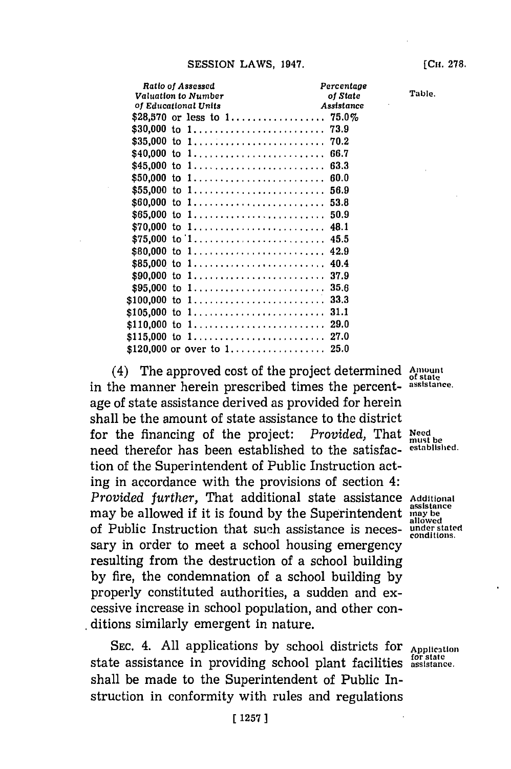| Ratio of Assessed Valuation to Number of Educational Units | Percentage of State Assistance |
|---|---|
| $28,570 or less to 1 | 75.0% |
| $30,000 to 1 | 73.9 |
| $35,000 to 1 | 70.2 |
| $40,000 to 1 | 66.7 |
| $45,000 to 1 | 63.3 |
| $50,000 to 1 | 60.0 |
| $55,000 to 1 | 56.9 |
| $60,000 to 1 | 53.8 |
| $65,000 to 1 | 50.9 |
| $70,000 to 1 | 48.1 |
| $75,000 to 1 | 45.5 |
| $80,000 to 1 | 42.9 |
| $85,000 to 1 | 40.4 |
| $90,000 to 1 | 37.9 |
| $95,000 to 1 | 35.6 |
| $100,000 to 1 | 33.3 |
| $105,000 to 1 | 31.1 |
| $110,000 to 1 | 29.0 |
| $115,000 to 1 | 27.0 |
| $120,000 or over to 1 | 25.0 |

Table.

(4) The approved cost of the project determined in the manner herein prescribed times the percentage of state assistance derived as provided for herein shall be the amount of state assistance to the district for the financing of the project: *Provided*, That need therefor has been established to the satisfaction of the Superintendent of Public Instruction acting in accordance with the provisions of section 4: *Provided further*, That additional state assistance may be allowed if it is found by the Superintendent of Public Instruction that such assistance is necessary in order to meet a school housing emergency resulting from the destruction of a school building by fire, the condemnation of a school building by properly constituted authorities, a sudden and excessive increase in school population, and other conditions similarly emergent in nature.

Amount of state assistance.

Need must be established.

Additional assistance may be allowed under stated conditions.

SEC. 4. All applications by school districts for state assistance in providing school plant facilities shall be made to the Superintendent of Public Instruction in conformity with rules and regulations

Application for state assistance.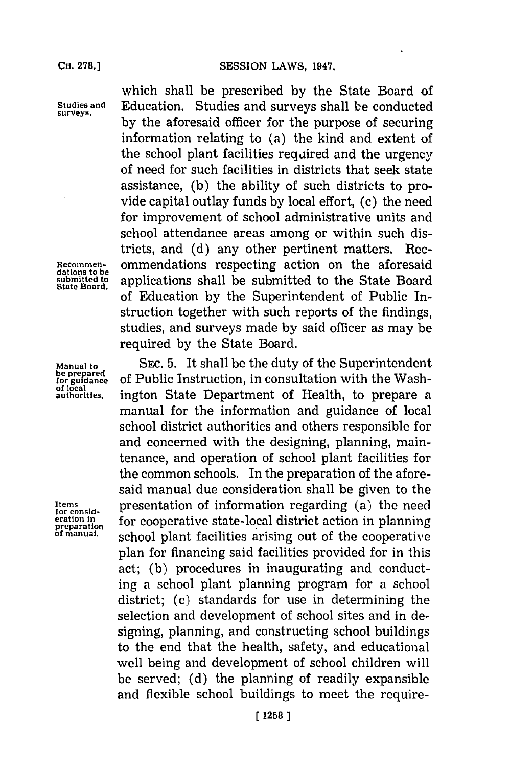which shall be prescribed by the State Board of Education. Studies and surveys shall be conducted by the aforesaid officer for the purpose of securing information relating to (a) the kind and extent of the school plant facilities required and the urgency of need for such facilities in districts that seek state assistance, (b) the ability of such districts to provide capital outlay funds by local effort, (c) the need for improvement of school administrative units and school attendance areas among or within such districts, and (d) any other pertinent matters. Recommendations respecting action on the aforesaid applications shall be submitted to the State Board of Education by the Superintendent of Public Instruction together with such reports of the findings, studies, and surveys made by said officer as may be required by the State Board.

SEC. 5. It shall be the duty of the Superintendent of Public Instruction, in consultation with the Washington State Department of Health, to prepare a manual for the information and guidance of local school district authorities and others responsible for and concerned with the designing, planning, maintenance, and operation of school plant facilities for the common schools. In the preparation of the aforesaid manual due consideration shall be given to the presentation of information regarding (a) the need for cooperative state-local district action in planning school plant facilities arising out of the cooperative plan for financing said facilities provided for in this act; (b) procedures in inaugurating and conducting a school plant planning program for a school district; (c) standards for use in determining the selection and development of school sites and in designing, planning, and constructing school buildings to the end that the health, safety, and educational well being and development of school children will be served; (d) the planning of readily expansible and flexible school buildings to meet the require-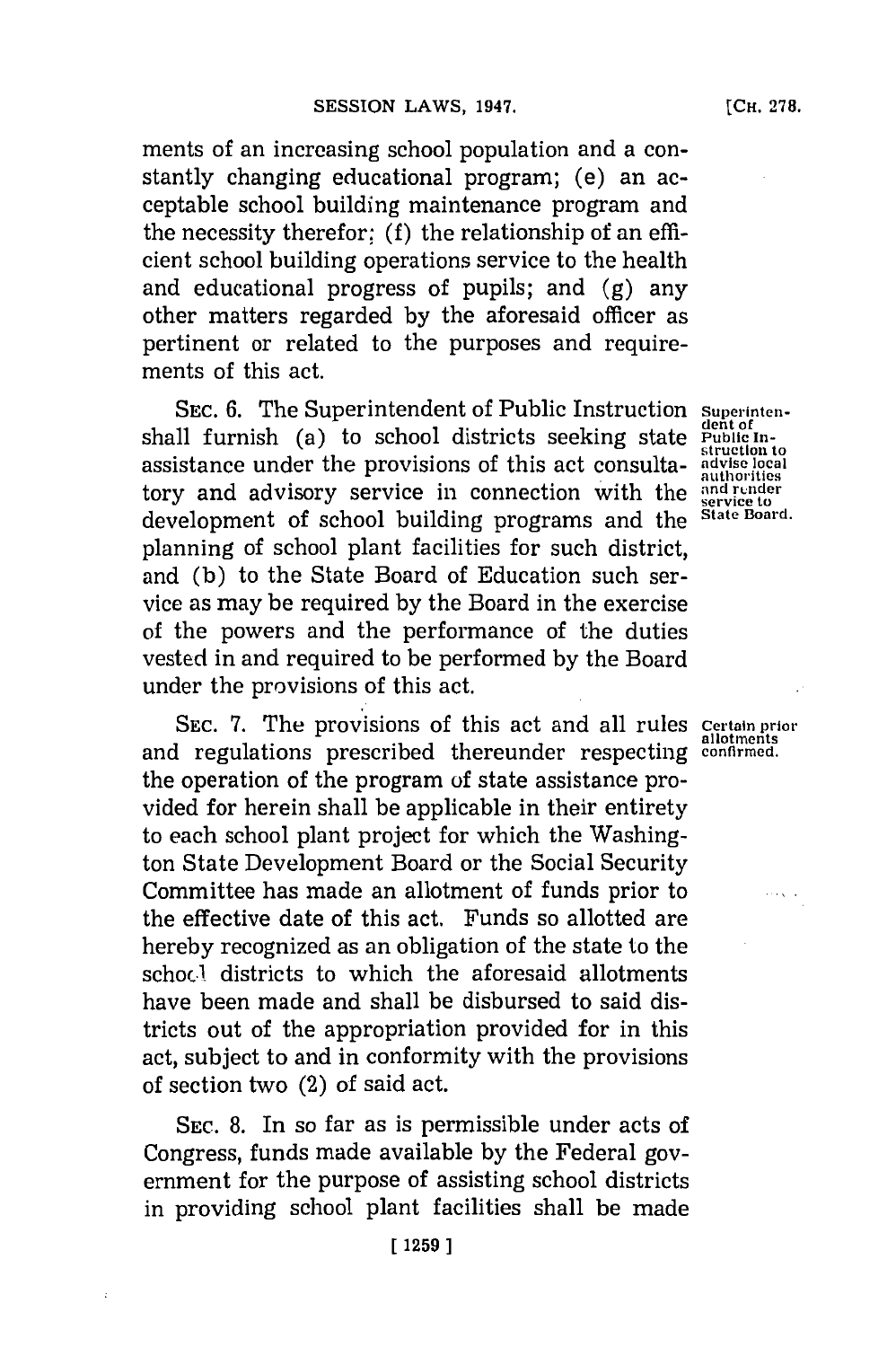ments of an increasing school population and a constantly changing educational program; (e) an acceptable school building maintenance program and the necessity therefor; (f) the relationship of an efficient school building operations service to the health and educational progress of pupils; and (g) any other matters regarded by the aforesaid officer as pertinent or related to the purposes and requirements of this act.

SEC. 6. The Superintendent of Public Instruction shall furnish (a) to school districts seeking state assistance under the provisions of this act consultatory and advisory service in connection with the development of school building programs and the planning of school plant facilities for such district, and (b) to the State Board of Education such service as may be required by the Board in the exercise of the powers and the performance of the duties vested in and required to be performed by the Board under the provisions of this act.

*Superintendent of Public Instruction to advise local authorities and render service to State Board.*

SEC. 7. The provisions of this act and all rules and regulations prescribed thereunder respecting the operation of the program of state assistance provided for herein shall be applicable in their entirety to each school plant project for which the Washington State Development Board or the Social Security Committee has made an allotment of funds prior to the effective date of this act. Funds so allotted are hereby recognized as an obligation of the state to the school districts to which the aforesaid allotments have been made and shall be disbursed to said districts out of the appropriation provided for in this act, subject to and in conformity with the provisions of section two (2) of said act.

*Certain prior allotments confirmed.*

SEC. 8. In so far as is permissible under acts of Congress, funds made available by the Federal government for the purpose of assisting school districts in providing school plant facilities shall be made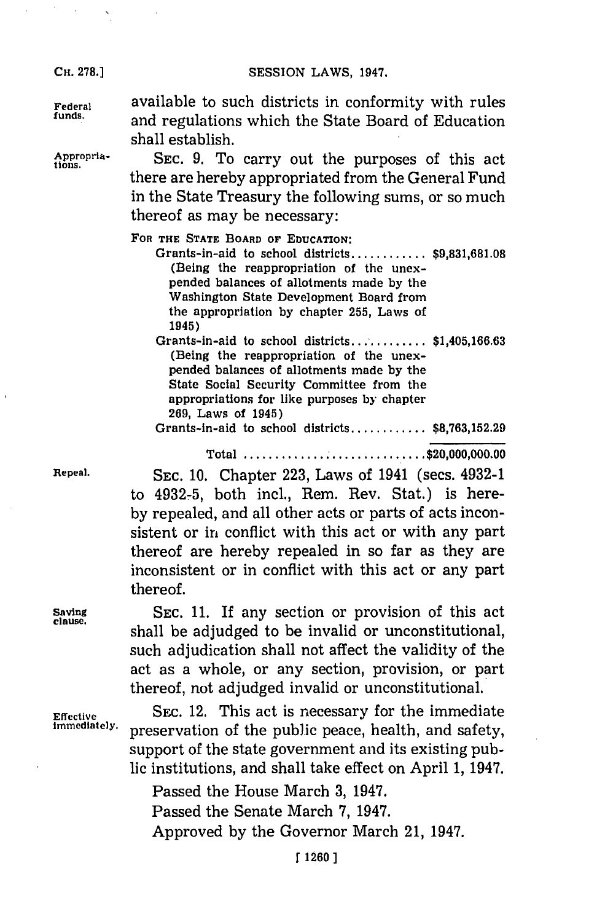Federal funds.

available to such districts in conformity with rules and regulations which the State Board of Education shall establish.

Appropriations.

SEC. 9. To carry out the purposes of this act there are hereby appropriated from the General Fund in the State Treasury the following sums, or so much thereof as may be necessary:

FOR THE STATE BOARD OF EDUCATION:

| | |
|---|---|
| Grants-in-aid to school districts............ (Being the reappropriation of the unexpended balances of allotments made by the Washington State Development Board from the appropriation by chapter 255, Laws of 1945) | $9,831,681.08 |
| Grants-in-aid to school districts............ (Being the reappropriation of the unexpended balances of allotments made by the State Social Security Committee from the appropriations for like purposes by chapter 269, Laws of 1945) | $1,405,166.63 |
| Grants-in-aid to school districts............ | $8,763,152.29 |
| Total ............................. | $20,000,000.00 |

Repeal.

SEC. 10. Chapter 223, Laws of 1941 (secs. 4932-1 to 4932-5, both incl., Rem. Rev. Stat.) is hereby repealed, and all other acts or parts of acts inconsistent or in conflict with this act or with any part thereof are hereby repealed in so far as they are inconsistent or in conflict with this act or any part thereof.

Saving clause.

SEC. 11. If any section or provision of this act shall be adjudged to be invalid or unconstitutional, such adjudication shall not affect the validity of the act as a whole, or any section, provision, or part thereof, not adjudged invalid or unconstitutional.

Effective immediately.

SEC. 12. This act is necessary for the immediate preservation of the public peace, health, and safety, support of the state government and its existing public institutions, and shall take effect on April 1, 1947.

Passed the House March 3, 1947.

Passed the Senate March 7, 1947.

Approved by the Governor March 21, 1947.